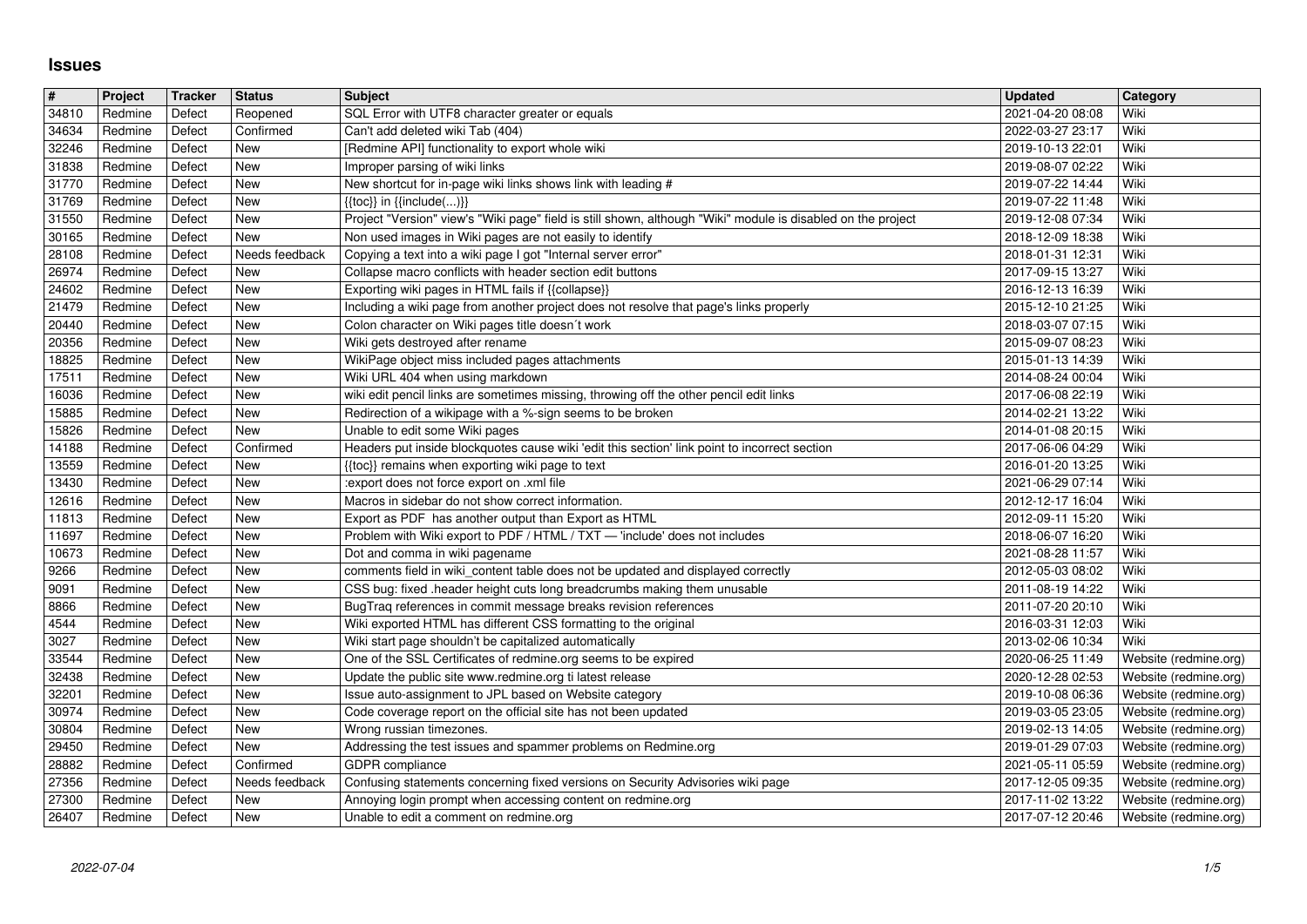# Issues

| # | Project | Tracker | Status | Subject | Updated | Category |
|---|---|---|---|---|---|---|
| 34810 | Redmine | Defect | Reopened | SQL Error with UTF8 character greater or equals | 2021-04-20 08:08 | Wiki |
| 34634 | Redmine | Defect | Confirmed | Can't add deleted wiki Tab (404) | 2022-03-27 23:17 | Wiki |
| 32246 | Redmine | Defect | New | [Redmine API] functionality to export whole wiki | 2019-10-13 22:01 | Wiki |
| 31838 | Redmine | Defect | New | Improper parsing of wiki links | 2019-08-07 02:22 | Wiki |
| 31770 | Redmine | Defect | New | New shortcut for in-page wiki links shows link with leading # | 2019-07-22 14:44 | Wiki |
| 31769 | Redmine | Defect | New | {{toc}} in {{include(...)}} | 2019-07-22 11:48 | Wiki |
| 31550 | Redmine | Defect | New | Project "Version" view's "Wiki page" field is still shown, although "Wiki" module is disabled on the project | 2019-12-08 07:34 | Wiki |
| 30165 | Redmine | Defect | New | Non used images in Wiki pages are not easily to identify | 2018-12-09 18:38 | Wiki |
| 28108 | Redmine | Defect | Needs feedback | Copying a text into a wiki page I got "Internal server error" | 2018-01-31 12:31 | Wiki |
| 26974 | Redmine | Defect | New | Collapse macro conflicts with header section edit buttons | 2017-09-15 13:27 | Wiki |
| 24602 | Redmine | Defect | New | Exporting wiki pages in HTML fails if {{collapse}} | 2016-12-13 16:39 | Wiki |
| 21479 | Redmine | Defect | New | Including a wiki page from another project does not resolve that page's links properly | 2015-12-10 21:25 | Wiki |
| 20440 | Redmine | Defect | New | Colon character on Wiki pages title doesn´t work | 2018-03-07 07:15 | Wiki |
| 20356 | Redmine | Defect | New | Wiki gets destroyed after rename | 2015-09-07 08:23 | Wiki |
| 18825 | Redmine | Defect | New | WikiPage object miss included pages attachments | 2015-01-13 14:39 | Wiki |
| 17511 | Redmine | Defect | New | Wiki URL 404 when using markdown | 2014-08-24 00:04 | Wiki |
| 16036 | Redmine | Defect | New | wiki edit pencil links are sometimes missing, throwing off the other pencil edit links | 2017-06-08 22:19 | Wiki |
| 15885 | Redmine | Defect | New | Redirection of a wikipage with a %-sign seems to be broken | 2014-02-21 13:22 | Wiki |
| 15826 | Redmine | Defect | New | Unable to edit some Wiki pages | 2014-01-08 20:15 | Wiki |
| 14188 | Redmine | Defect | Confirmed | Headers put inside blockquotes cause wiki 'edit this section' link point to incorrect section | 2017-06-06 04:29 | Wiki |
| 13559 | Redmine | Defect | New | {{toc}} remains when exporting wiki page to text | 2016-01-20 13:25 | Wiki |
| 13430 | Redmine | Defect | New | :export does not force export on .xml file | 2021-06-29 07:14 | Wiki |
| 12616 | Redmine | Defect | New | Macros in sidebar do not show correct information. | 2012-12-17 16:04 | Wiki |
| 11813 | Redmine | Defect | New | Export as PDF has another output than Export as HTML | 2012-09-11 15:20 | Wiki |
| 11697 | Redmine | Defect | New | Problem with Wiki export to PDF / HTML / TXT — 'include' does not includes | 2018-06-07 16:20 | Wiki |
| 10673 | Redmine | Defect | New | Dot and comma in wiki pagename | 2021-08-28 11:57 | Wiki |
| 9266 | Redmine | Defect | New | comments field in wiki_content table does not be updated and displayed correctly | 2012-05-03 08:02 | Wiki |
| 9091 | Redmine | Defect | New | CSS bug: fixed .header height cuts long breadcrumbs making them unusable | 2011-08-19 14:22 | Wiki |
| 8866 | Redmine | Defect | New | BugTraq references in commit message breaks revision references | 2011-07-20 20:10 | Wiki |
| 4544 | Redmine | Defect | New | Wiki exported HTML has different CSS formatting to the original | 2016-03-31 12:03 | Wiki |
| 3027 | Redmine | Defect | New | Wiki start page shouldn't be capitalized automatically | 2013-02-06 10:34 | Wiki |
| 33544 | Redmine | Defect | New | One of the SSL Certificates of redmine.org seems to be expired | 2020-06-25 11:49 | Website (redmine.org) |
| 32438 | Redmine | Defect | New | Update the public site www.redmine.org ti latest release | 2020-12-28 02:53 | Website (redmine.org) |
| 32201 | Redmine | Defect | New | Issue auto-assignment to JPL based on Website category | 2019-10-08 06:36 | Website (redmine.org) |
| 30974 | Redmine | Defect | New | Code coverage report on the official site has not been updated | 2019-03-05 23:05 | Website (redmine.org) |
| 30804 | Redmine | Defect | New | Wrong russian timezones. | 2019-02-13 14:05 | Website (redmine.org) |
| 29450 | Redmine | Defect | New | Addressing the test issues and spammer problems on Redmine.org | 2019-01-29 07:03 | Website (redmine.org) |
| 28882 | Redmine | Defect | Confirmed | GDPR compliance | 2021-05-11 05:59 | Website (redmine.org) |
| 27356 | Redmine | Defect | Needs feedback | Confusing statements concerning fixed versions on Security Advisories wiki page | 2017-12-05 09:35 | Website (redmine.org) |
| 27300 | Redmine | Defect | New | Annoying login prompt when accessing content on redmine.org | 2017-11-02 13:22 | Website (redmine.org) |
| 26407 | Redmine | Defect | New | Unable to edit a comment on redmine.org | 2017-07-12 20:46 | Website (redmine.org) |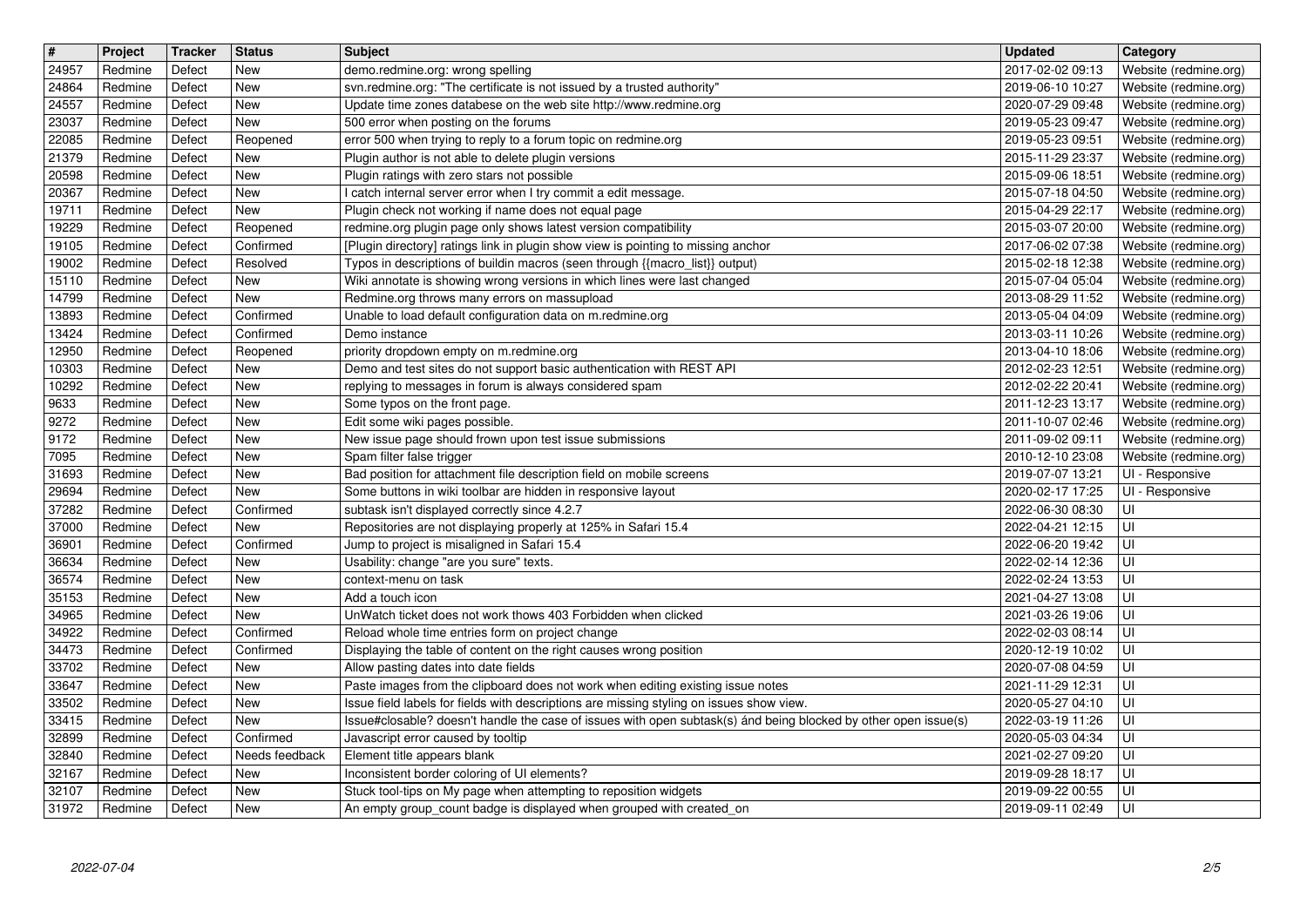| # | Project | Tracker | Status | Subject | Updated | Category |
|---|---|---|---|---|---|---|
| 24957 | Redmine | Defect | New | demo.redmine.org: wrong spelling | 2017-02-02 09:13 | Website (redmine.org) |
| 24864 | Redmine | Defect | New | svn.redmine.org: "The certificate is not issued by a trusted authority" | 2019-06-10 10:27 | Website (redmine.org) |
| 24557 | Redmine | Defect | New | Update time zones databese on the web site http://www.redmine.org | 2020-07-29 09:48 | Website (redmine.org) |
| 23037 | Redmine | Defect | New | 500 error when posting on the forums | 2019-05-23 09:47 | Website (redmine.org) |
| 22085 | Redmine | Defect | Reopened | error 500 when trying to reply to a forum topic on redmine.org | 2019-05-23 09:51 | Website (redmine.org) |
| 21379 | Redmine | Defect | New | Plugin author is not able to delete plugin versions | 2015-11-29 23:37 | Website (redmine.org) |
| 20598 | Redmine | Defect | New | Plugin ratings with zero stars not possible | 2015-09-06 18:51 | Website (redmine.org) |
| 20367 | Redmine | Defect | New | I catch internal server error when I try commit a edit message. | 2015-07-18 04:50 | Website (redmine.org) |
| 19711 | Redmine | Defect | New | Plugin check not working if name does not equal page | 2015-04-29 22:17 | Website (redmine.org) |
| 19229 | Redmine | Defect | Reopened | redmine.org plugin page only shows latest version compatibility | 2015-03-07 20:00 | Website (redmine.org) |
| 19105 | Redmine | Defect | Confirmed | [Plugin directory] ratings link in plugin show view is pointing to missing anchor | 2017-06-02 07:38 | Website (redmine.org) |
| 19002 | Redmine | Defect | Resolved | Typos in descriptions of buildin macros (seen through {{macro_list}} output) | 2015-02-18 12:38 | Website (redmine.org) |
| 15110 | Redmine | Defect | New | Wiki annotate is showing wrong versions in which lines were last changed | 2015-07-04 05:04 | Website (redmine.org) |
| 14799 | Redmine | Defect | New | Redmine.org throws many errors on massupload | 2013-08-29 11:52 | Website (redmine.org) |
| 13893 | Redmine | Defect | Confirmed | Unable to load default configuration data on m.redmine.org | 2013-05-04 04:09 | Website (redmine.org) |
| 13424 | Redmine | Defect | Confirmed | Demo instance | 2013-03-11 10:26 | Website (redmine.org) |
| 12950 | Redmine | Defect | Reopened | priority dropdown empty on m.redmine.org | 2013-04-10 18:06 | Website (redmine.org) |
| 10303 | Redmine | Defect | New | Demo and test sites do not support basic authentication with REST API | 2012-02-23 12:51 | Website (redmine.org) |
| 10292 | Redmine | Defect | New | replying to messages in forum is always considered spam | 2012-02-22 20:41 | Website (redmine.org) |
| 9633 | Redmine | Defect | New | Some typos on the front page. | 2011-12-23 13:17 | Website (redmine.org) |
| 9272 | Redmine | Defect | New | Edit some wiki pages possible. | 2011-10-07 02:46 | Website (redmine.org) |
| 9172 | Redmine | Defect | New | New issue page should frown upon test issue submissions | 2011-09-02 09:11 | Website (redmine.org) |
| 7095 | Redmine | Defect | New | Spam filter false trigger | 2010-12-10 23:08 | Website (redmine.org) |
| 31693 | Redmine | Defect | New | Bad position for attachment file description field on mobile screens | 2019-07-07 13:21 | UI - Responsive |
| 29694 | Redmine | Defect | New | Some buttons in wiki toolbar are hidden in responsive layout | 2020-02-17 17:25 | UI - Responsive |
| 37282 | Redmine | Defect | Confirmed | subtask isn't displayed correctly since 4.2.7 | 2022-06-30 08:30 | UI |
| 37000 | Redmine | Defect | New | Repositories are not displaying properly at 125% in Safari 15.4 | 2022-04-21 12:15 | UI |
| 36901 | Redmine | Defect | Confirmed | Jump to project is misaligned in Safari 15.4 | 2022-06-20 19:42 | UI |
| 36634 | Redmine | Defect | New | Usability: change "are you sure" texts. | 2022-02-14 12:36 | UI |
| 36574 | Redmine | Defect | New | context-menu on task | 2022-02-24 13:53 | UI |
| 35153 | Redmine | Defect | New | Add a touch icon | 2021-04-27 13:08 | UI |
| 34965 | Redmine | Defect | New | UnWatch ticket does not work thows 403 Forbidden when clicked | 2021-03-26 19:06 | UI |
| 34922 | Redmine | Defect | Confirmed | Reload whole time entries form on project change | 2022-02-03 08:14 | UI |
| 34473 | Redmine | Defect | Confirmed | Displaying the table of content on the right causes wrong position | 2020-12-19 10:02 | UI |
| 33702 | Redmine | Defect | New | Allow pasting dates into date fields | 2020-07-08 04:59 | UI |
| 33647 | Redmine | Defect | New | Paste images from the clipboard does not work when editing existing issue notes | 2021-11-29 12:31 | UI |
| 33502 | Redmine | Defect | New | Issue field labels for fields with descriptions are missing styling on issues show view. | 2020-05-27 04:10 | UI |
| 33415 | Redmine | Defect | New | Issue#closable? doesn't handle the case of issues with open subtask(s) ánd being blocked by other open issue(s) | 2022-03-19 11:26 | UI |
| 32899 | Redmine | Defect | Confirmed | Javascript error caused by tooltip | 2020-05-03 04:34 | UI |
| 32840 | Redmine | Defect | Needs feedback | Element title appears blank | 2021-02-27 09:20 | UI |
| 32167 | Redmine | Defect | New | Inconsistent border coloring of UI elements? | 2019-09-28 18:17 | UI |
| 32107 | Redmine | Defect | New | Stuck tool-tips on My page when attempting to reposition widgets | 2019-09-22 00:55 | UI |
| 31972 | Redmine | Defect | New | An empty group_count badge is displayed when grouped with created_on | 2019-09-11 02:49 | UI |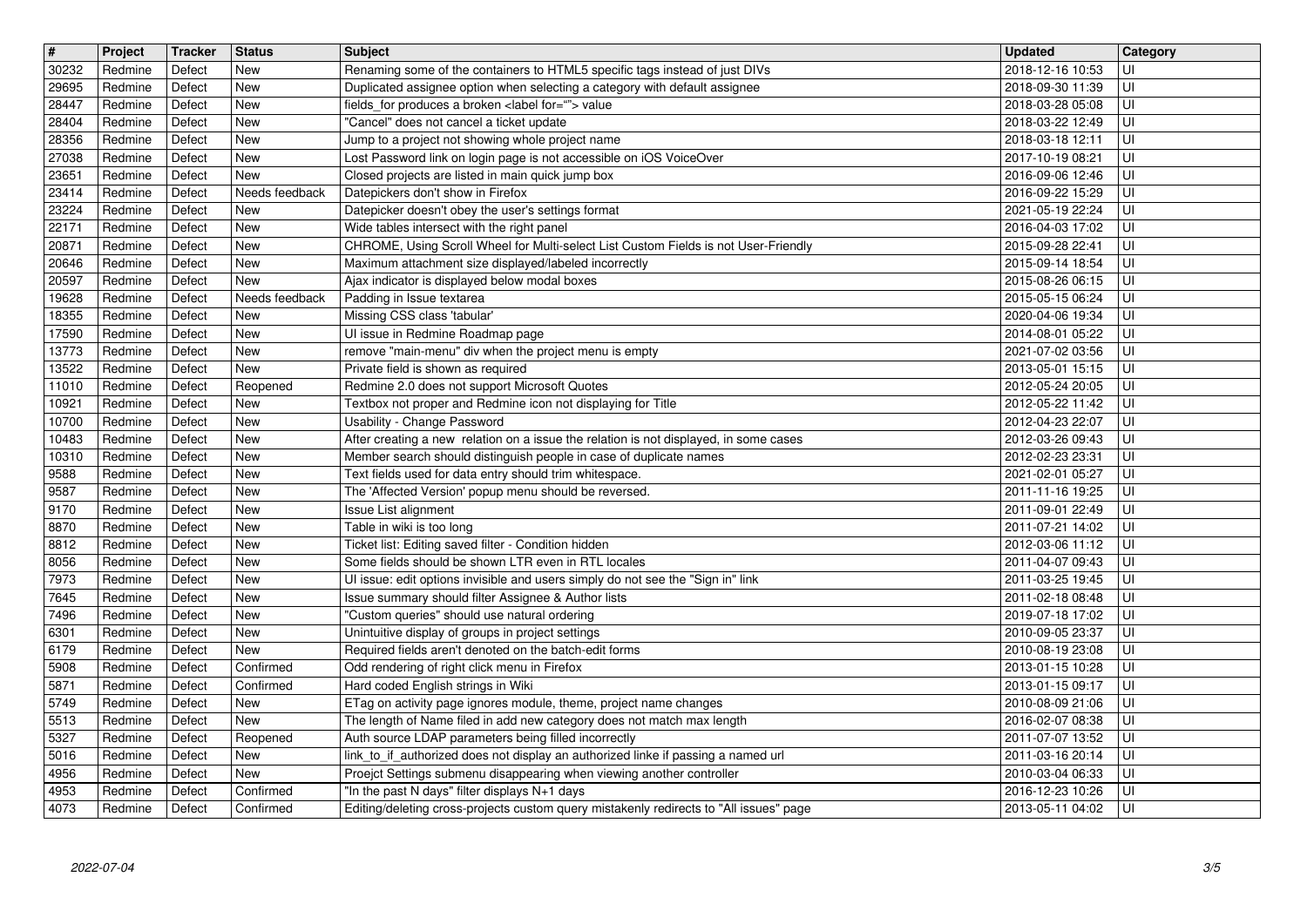| # | Project | Tracker | Status | Subject | Updated | Category |
|---|---|---|---|---|---|---|
| 30232 | Redmine | Defect | New | Renaming some of the containers to HTML5 specific tags instead of just DIVs | 2018-12-16 10:53 | UI |
| 29695 | Redmine | Defect | New | Duplicated assignee option when selecting a category with default assignee | 2018-09-30 11:39 | UI |
| 28447 | Redmine | Defect | New | fields_for produces a broken <label for=""> value | 2018-03-28 05:08 | UI |
| 28404 | Redmine | Defect | New | "Cancel" does not cancel a ticket update | 2018-03-22 12:49 | UI |
| 28356 | Redmine | Defect | New | Jump to a project not showing whole project name | 2018-03-18 12:11 | UI |
| 27038 | Redmine | Defect | New | Lost Password link on login page is not accessible on iOS VoiceOver | 2017-10-19 08:21 | UI |
| 23651 | Redmine | Defect | New | Closed projects are listed in main quick jump box | 2016-09-06 12:46 | UI |
| 23414 | Redmine | Defect | Needs feedback | Datepickers don't show in Firefox | 2016-09-22 15:29 | UI |
| 23224 | Redmine | Defect | New | Datepicker doesn't obey the user's settings format | 2021-05-19 22:24 | UI |
| 22171 | Redmine | Defect | New | Wide tables intersect with the right panel | 2016-04-03 17:02 | UI |
| 20871 | Redmine | Defect | New | CHROME, Using Scroll Wheel for Multi-select List Custom Fields is not User-Friendly | 2015-09-28 22:41 | UI |
| 20646 | Redmine | Defect | New | Maximum attachment size displayed/labeled incorrectly | 2015-09-14 18:54 | UI |
| 20597 | Redmine | Defect | New | Ajax indicator is displayed below modal boxes | 2015-08-26 06:15 | UI |
| 19628 | Redmine | Defect | Needs feedback | Padding in Issue textarea | 2015-05-15 06:24 | UI |
| 18355 | Redmine | Defect | New | Missing CSS class 'tabular' | 2020-04-06 19:34 | UI |
| 17590 | Redmine | Defect | New | UI issue in Redmine Roadmap page | 2014-08-01 05:22 | UI |
| 13773 | Redmine | Defect | New | remove "main-menu" div when the project menu is empty | 2021-07-02 03:56 | UI |
| 13522 | Redmine | Defect | New | Private field is shown as required | 2013-05-01 15:15 | UI |
| 11010 | Redmine | Defect | Reopened | Redmine 2.0 does not support Microsoft Quotes | 2012-05-24 20:05 | UI |
| 10921 | Redmine | Defect | New | Textbox not proper and Redmine icon not displaying for Title | 2012-05-22 11:42 | UI |
| 10700 | Redmine | Defect | New | Usability - Change Password | 2012-04-23 22:07 | UI |
| 10483 | Redmine | Defect | New | After creating a new relation on a issue the relation is not displayed, in some cases | 2012-03-26 09:43 | UI |
| 10310 | Redmine | Defect | New | Member search should distinguish people in case of duplicate names | 2012-02-23 23:31 | UI |
| 9588 | Redmine | Defect | New | Text fields used for data entry should trim whitespace. | 2021-02-01 05:27 | UI |
| 9587 | Redmine | Defect | New | The 'Affected Version' popup menu should be reversed. | 2011-11-16 19:25 | UI |
| 9170 | Redmine | Defect | New | Issue List alignment | 2011-09-01 22:49 | UI |
| 8870 | Redmine | Defect | New | Table in wiki is too long | 2011-07-21 14:02 | UI |
| 8812 | Redmine | Defect | New | Ticket list: Editing saved filter - Condition hidden | 2012-03-06 11:12 | UI |
| 8056 | Redmine | Defect | New | Some fields should be shown LTR even in RTL locales | 2011-04-07 09:43 | UI |
| 7973 | Redmine | Defect | New | UI issue: edit options invisible and users simply do not see the "Sign in" link | 2011-03-25 19:45 | UI |
| 7645 | Redmine | Defect | New | Issue summary should filter Assignee & Author lists | 2011-02-18 08:48 | UI |
| 7496 | Redmine | Defect | New | "Custom queries" should use natural ordering | 2019-07-18 17:02 | UI |
| 6301 | Redmine | Defect | New | Unintuitive display of groups in project settings | 2010-09-05 23:37 | UI |
| 6179 | Redmine | Defect | New | Required fields aren't denoted on the batch-edit forms | 2010-08-19 23:08 | UI |
| 5908 | Redmine | Defect | Confirmed | Odd rendering of right click menu in Firefox | 2013-01-15 10:28 | UI |
| 5871 | Redmine | Defect | Confirmed | Hard coded English strings in Wiki | 2013-01-15 09:17 | UI |
| 5749 | Redmine | Defect | New | ETag on activity page ignores module, theme, project name changes | 2010-08-09 21:06 | UI |
| 5513 | Redmine | Defect | New | The length of Name filed in add new category does not match max length | 2016-02-07 08:38 | UI |
| 5327 | Redmine | Defect | Reopened | Auth source LDAP parameters being filled incorrectly | 2011-07-07 13:52 | UI |
| 5016 | Redmine | Defect | New | link_to_if_authorized does not display an authorized linke if passing a named url | 2011-03-16 20:14 | UI |
| 4956 | Redmine | Defect | New | Proejct Settings submenu disappearing when viewing another controller | 2010-03-04 06:33 | UI |
| 4953 | Redmine | Defect | Confirmed | "In the past N days" filter displays N+1 days | 2016-12-23 10:26 | UI |
| 4073 | Redmine | Defect | Confirmed | Editing/deleting cross-projects custom query mistakenly redirects to "All issues" page | 2013-05-11 04:02 | UI |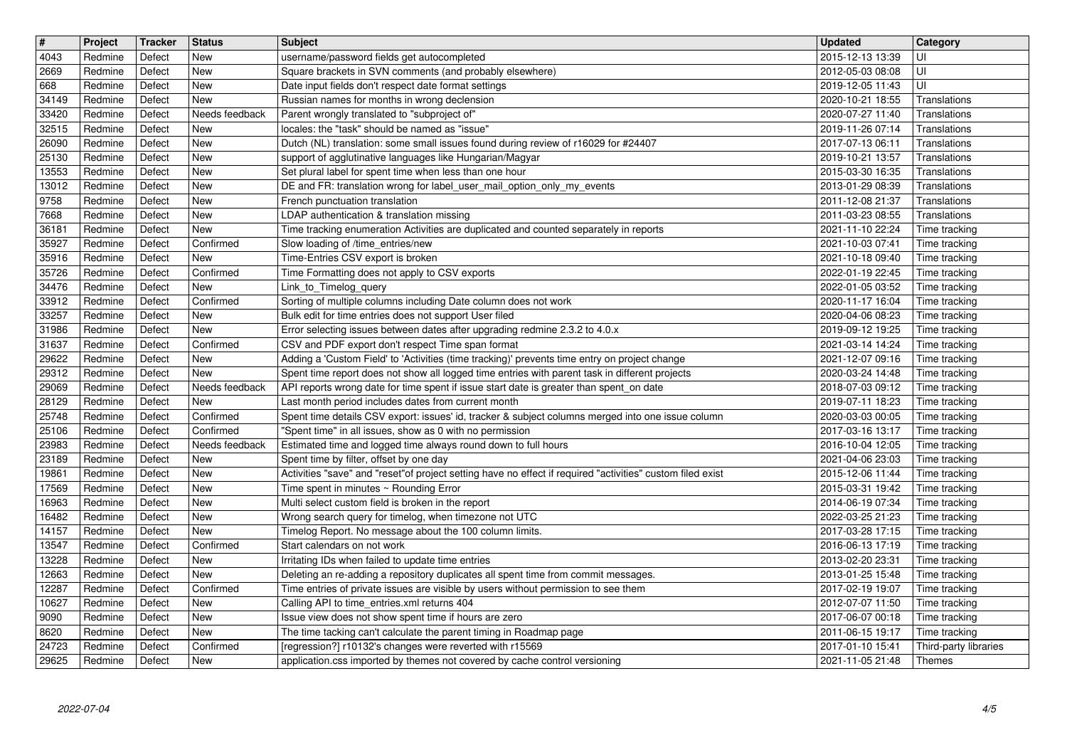| # | Project | Tracker | Status | Subject | Updated | Category |
|---|---|---|---|---|---|---|
| 4043 | Redmine | Defect | New | username/password fields get autocompleted | 2015-12-13 13:39 | UI |
| 2669 | Redmine | Defect | New | Square brackets in SVN comments (and probably elsewhere) | 2012-05-03 08:08 | UI |
| 668 | Redmine | Defect | New | Date input fields don't respect date format settings | 2019-12-05 11:43 | UI |
| 34149 | Redmine | Defect | New | Russian names for months in wrong declension | 2020-10-21 18:55 | Translations |
| 33420 | Redmine | Defect | Needs feedback | Parent wrongly translated to "subproject of" | 2020-07-27 11:40 | Translations |
| 32515 | Redmine | Defect | New | locales: the "task" should be named as "issue" | 2019-11-26 07:14 | Translations |
| 26090 | Redmine | Defect | New | Dutch (NL) translation: some small issues found during review of r16029 for #24407 | 2017-07-13 06:11 | Translations |
| 25130 | Redmine | Defect | New | support of agglutinative languages like Hungarian/Magyar | 2019-10-21 13:57 | Translations |
| 13553 | Redmine | Defect | New | Set plural label for spent time when less than one hour | 2015-03-30 16:35 | Translations |
| 13012 | Redmine | Defect | New | DE and FR: translation wrong for label_user_mail_option_only_my_events | 2013-01-29 08:39 | Translations |
| 9758 | Redmine | Defect | New | French punctuation translation | 2011-12-08 21:37 | Translations |
| 7668 | Redmine | Defect | New | LDAP authentication & translation missing | 2011-03-23 08:55 | Translations |
| 36181 | Redmine | Defect | New | Time tracking enumeration Activities are duplicated and counted separately in reports | 2021-11-10 22:24 | Time tracking |
| 35927 | Redmine | Defect | Confirmed | Slow loading of /time_entries/new | 2021-10-03 07:41 | Time tracking |
| 35916 | Redmine | Defect | New | Time-Entries CSV export is broken | 2021-10-18 09:40 | Time tracking |
| 35726 | Redmine | Defect | Confirmed | Time Formatting does not apply to CSV exports | 2022-01-19 22:45 | Time tracking |
| 34476 | Redmine | Defect | New | Link_to_Timelog_query | 2022-01-05 03:52 | Time tracking |
| 33912 | Redmine | Defect | Confirmed | Sorting of multiple columns including Date column does not work | 2020-11-17 16:04 | Time tracking |
| 33257 | Redmine | Defect | New | Bulk edit for time entries does not support User filed | 2020-04-06 08:23 | Time tracking |
| 31986 | Redmine | Defect | New | Error selecting issues between dates after upgrading redmine 2.3.2 to 4.0.x | 2019-09-12 19:25 | Time tracking |
| 31637 | Redmine | Defect | Confirmed | CSV and PDF export don't respect Time span format | 2021-03-14 14:24 | Time tracking |
| 29622 | Redmine | Defect | New | Adding a 'Custom Field' to 'Activities (time tracking)' prevents time entry on project change | 2021-12-07 09:16 | Time tracking |
| 29312 | Redmine | Defect | New | Spent time report does not show all logged time entries with parent task in different projects | 2020-03-24 14:48 | Time tracking |
| 29069 | Redmine | Defect | Needs feedback | API reports wrong date for time spent if issue start date is greater than spent_on date | 2018-07-03 09:12 | Time tracking |
| 28129 | Redmine | Defect | New | Last month period includes dates from current month | 2019-07-11 18:23 | Time tracking |
| 25748 | Redmine | Defect | Confirmed | Spent time details CSV export: issues' id, tracker & subject columns merged into one issue column | 2020-03-03 00:05 | Time tracking |
| 25106 | Redmine | Defect | Confirmed | "Spent time" in all issues, show as 0 with no permission | 2017-03-16 13:17 | Time tracking |
| 23983 | Redmine | Defect | Needs feedback | Estimated time and logged time always round down to full hours | 2016-10-04 12:05 | Time tracking |
| 23189 | Redmine | Defect | New | Spent time by filter, offset by one day | 2021-04-06 23:03 | Time tracking |
| 19861 | Redmine | Defect | New | Activities "save" and "reset"of project setting have no effect if required "activities" custom filed exist | 2015-12-06 11:44 | Time tracking |
| 17569 | Redmine | Defect | New | Time spent in minutes ~ Rounding Error | 2015-03-31 19:42 | Time tracking |
| 16963 | Redmine | Defect | New | Multi select custom field is broken in the report | 2014-06-19 07:34 | Time tracking |
| 16482 | Redmine | Defect | New | Wrong search query for timelog, when timezone not UTC | 2022-03-25 21:23 | Time tracking |
| 14157 | Redmine | Defect | New | Timelog Report. No message about the 100 column limits. | 2017-03-28 17:15 | Time tracking |
| 13547 | Redmine | Defect | Confirmed | Start calendars on not work | 2016-06-13 17:19 | Time tracking |
| 13228 | Redmine | Defect | New | Irritating IDs when failed to update time entries | 2013-02-20 23:31 | Time tracking |
| 12663 | Redmine | Defect | New | Deleting an re-adding a repository duplicates all spent time from commit messages. | 2013-01-25 15:48 | Time tracking |
| 12287 | Redmine | Defect | Confirmed | Time entries of private issues are visible by users without permission to see them | 2017-02-19 19:07 | Time tracking |
| 10627 | Redmine | Defect | New | Calling API to time_entries.xml returns 404 | 2012-07-07 11:50 | Time tracking |
| 9090 | Redmine | Defect | New | Issue view does not show spent time if hours are zero | 2017-06-07 00:18 | Time tracking |
| 8620 | Redmine | Defect | New | The time tacking can't calculate the parent timing in Roadmap page | 2011-06-15 19:17 | Time tracking |
| 24723 | Redmine | Defect | Confirmed | [regression?] r10132's changes were reverted with r15569 | 2017-01-10 15:41 | Third-party libraries |
| 29625 | Redmine | Defect | New | application.css imported by themes not covered by cache control versioning | 2021-11-05 21:48 | Themes |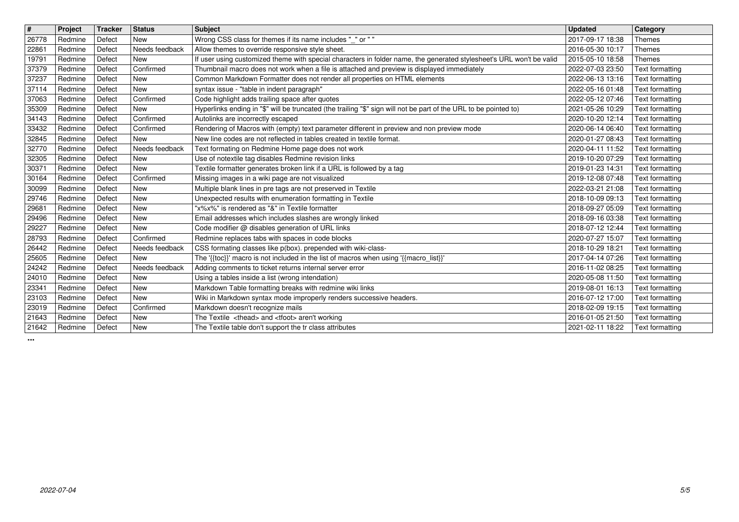| # | Project | Tracker | Status | Subject | Updated | Category |
| --- | --- | --- | --- | --- | --- | --- |
| 26778 | Redmine | Defect | New | Wrong CSS class for themes if its name includes "_" or " " | 2017-09-17 18:38 | Themes |
| 22861 | Redmine | Defect | Needs feedback | Allow themes to override responsive style sheet. | 2016-05-30 10:17 | Themes |
| 19791 | Redmine | Defect | New | If user using customized theme with special characters in folder name, the generated stylesheet's URL won't be valid | 2015-05-10 18:58 | Themes |
| 37379 | Redmine | Defect | Confirmed | Thumbnail macro does not work when a file is attached and preview is displayed immediately | 2022-07-03 23:50 | Text formatting |
| 37237 | Redmine | Defect | New | Common Markdown Formatter does not render all properties on HTML elements | 2022-06-13 13:16 | Text formatting |
| 37114 | Redmine | Defect | New | syntax issue - "table in indent paragraph" | 2022-05-16 01:48 | Text formatting |
| 37063 | Redmine | Defect | Confirmed | Code highlight adds trailing space after quotes | 2022-05-12 07:46 | Text formatting |
| 35309 | Redmine | Defect | New | Hyperlinks ending in "$" will be truncated (the trailing "$" sign will not be part of the URL to be pointed to) | 2021-05-26 10:29 | Text formatting |
| 34143 | Redmine | Defect | Confirmed | Autolinks are incorrectly escaped | 2020-10-20 12:14 | Text formatting |
| 33432 | Redmine | Defect | Confirmed | Rendering of Macros with (empty) text parameter different in preview and non preview mode | 2020-06-14 06:40 | Text formatting |
| 32845 | Redmine | Defect | New | New line codes are not reflected in tables created in textile format. | 2020-01-27 08:43 | Text formatting |
| 32770 | Redmine | Defect | Needs feedback | Text formating on Redmine Home page does not work | 2020-04-11 11:52 | Text formatting |
| 32305 | Redmine | Defect | New | Use of notextile tag disables Redmine revision links | 2019-10-20 07:29 | Text formatting |
| 30371 | Redmine | Defect | New | Textile formatter generates broken link if a URL is followed by a tag | 2019-01-23 14:31 | Text formatting |
| 30164 | Redmine | Defect | Confirmed | Missing images in a wiki page are not visualized | 2019-12-08 07:48 | Text formatting |
| 30099 | Redmine | Defect | New | Multiple blank lines in pre tags are not preserved in Textile | 2022-03-21 21:08 | Text formatting |
| 29746 | Redmine | Defect | New | Unexpected results with enumeration formatting in Textile | 2018-10-09 09:13 | Text formatting |
| 29681 | Redmine | Defect | New | "x%x%" is rendered as "&" in Textile formatter | 2018-09-27 05:09 | Text formatting |
| 29496 | Redmine | Defect | New | Email addresses which includes slashes are wrongly linked | 2018-09-16 03:38 | Text formatting |
| 29227 | Redmine | Defect | New | Code modifier @ disables generation of URL links | 2018-07-12 12:44 | Text formatting |
| 28793 | Redmine | Defect | Confirmed | Redmine replaces tabs with spaces in code blocks | 2020-07-27 15:07 | Text formatting |
| 26442 | Redmine | Defect | Needs feedback | CSS formating classes like p(box). prepended with wiki-class- | 2018-10-29 18:21 | Text formatting |
| 25605 | Redmine | Defect | New | The '{{toc}}' macro is not included in the list of macros when using '{{macro_list}}' | 2017-04-14 07:26 | Text formatting |
| 24242 | Redmine | Defect | Needs feedback | Adding comments to ticket returns internal server error | 2016-11-02 08:25 | Text formatting |
| 24010 | Redmine | Defect | New | Using a tables inside a list (wrong intendation) | 2020-05-08 11:50 | Text formatting |
| 23341 | Redmine | Defect | New | Markdown Table formatting breaks with redmine wiki links | 2019-08-01 16:13 | Text formatting |
| 23103 | Redmine | Defect | New | Wiki in Markdown syntax mode improperly renders successive headers. | 2016-07-12 17:00 | Text formatting |
| 23019 | Redmine | Defect | Confirmed | Markdown doesn't recognize mails | 2018-02-09 19:15 | Text formatting |
| 21643 | Redmine | Defect | New | The Textile <thead> and <tfoot> aren't working | 2016-01-05 21:50 | Text formatting |
| 21642 | Redmine | Defect | New | The Textile table don't support the tr class attributes | 2021-02-11 18:22 | Text formatting |

...